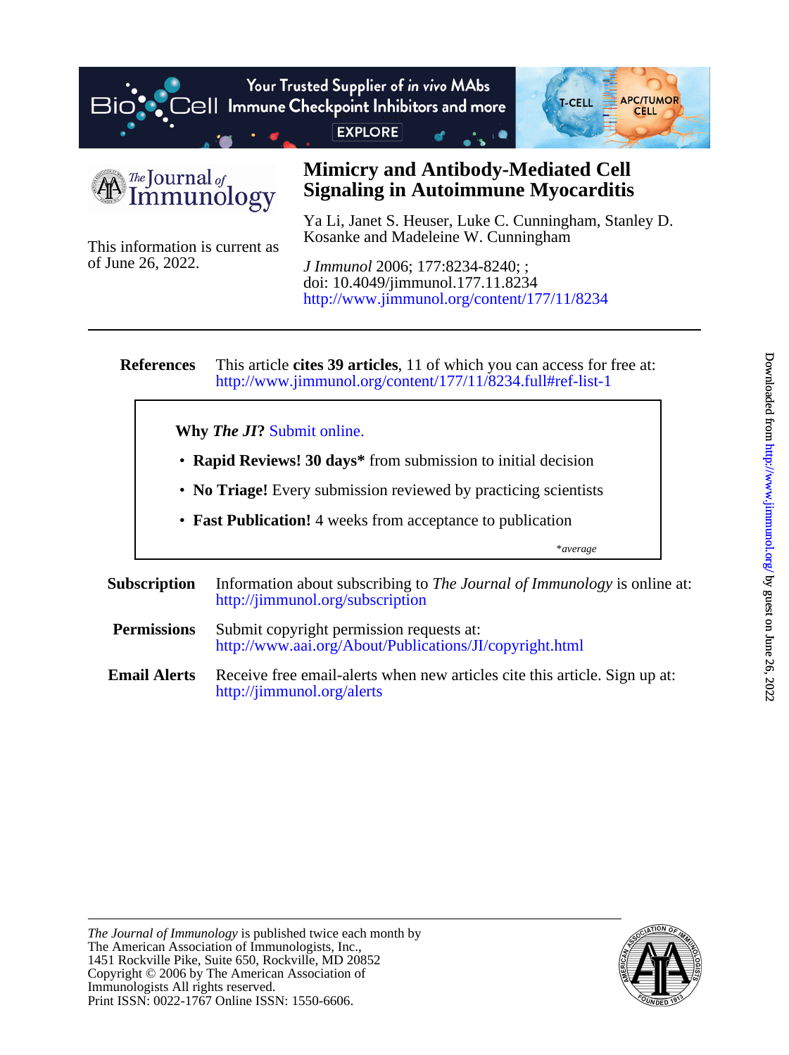# Mimicry and Antibody-Mediated Cell Signaling in Autoimmune Myocarditis

Ya Li, Janet S. Heuser, Luke C. Cunningham, Stanley D. Kosanke and Madeleine W. Cunningham

This information is current as of June 26, 2022.

*J Immunol* 2006; 177:8234-8240; ;
doi: 10.4049/jimmunol.177.11.8234
http://www.jimmunol.org/content/177/11/8234

---

**References** This article **cites 39 articles**, 11 of which you can access for free at:
http://www.jimmunol.org/content/177/11/8234.full#ref-list-1

**Why *The JI*?** Submit online.

- **Rapid Reviews! 30 days*** from submission to initial decision
- **No Triage!** Every submission reviewed by practicing scientists
- **Fast Publication!** 4 weeks from acceptance to publication

*\*average*

**Subscription** Information about subscribing to *The Journal of Immunology* is online at:
http://jimmunol.org/subscription

**Permissions** Submit copyright permission requests at:
http://www.aai.org/About/Publications/JI/copyright.html

**Email Alerts** Receive free email-alerts when new articles cite this article. Sign up at:
http://jimmunol.org/alerts

---

*The Journal of Immunology* is published twice each month by
The American Association of Immunologists, Inc.,
1451 Rockville Pike, Suite 650, Rockville, MD 20852
Copyright © 2006 by The American Association of Immunologists All rights reserved.
Print ISSN: 0022-1767 Online ISSN: 1550-6606.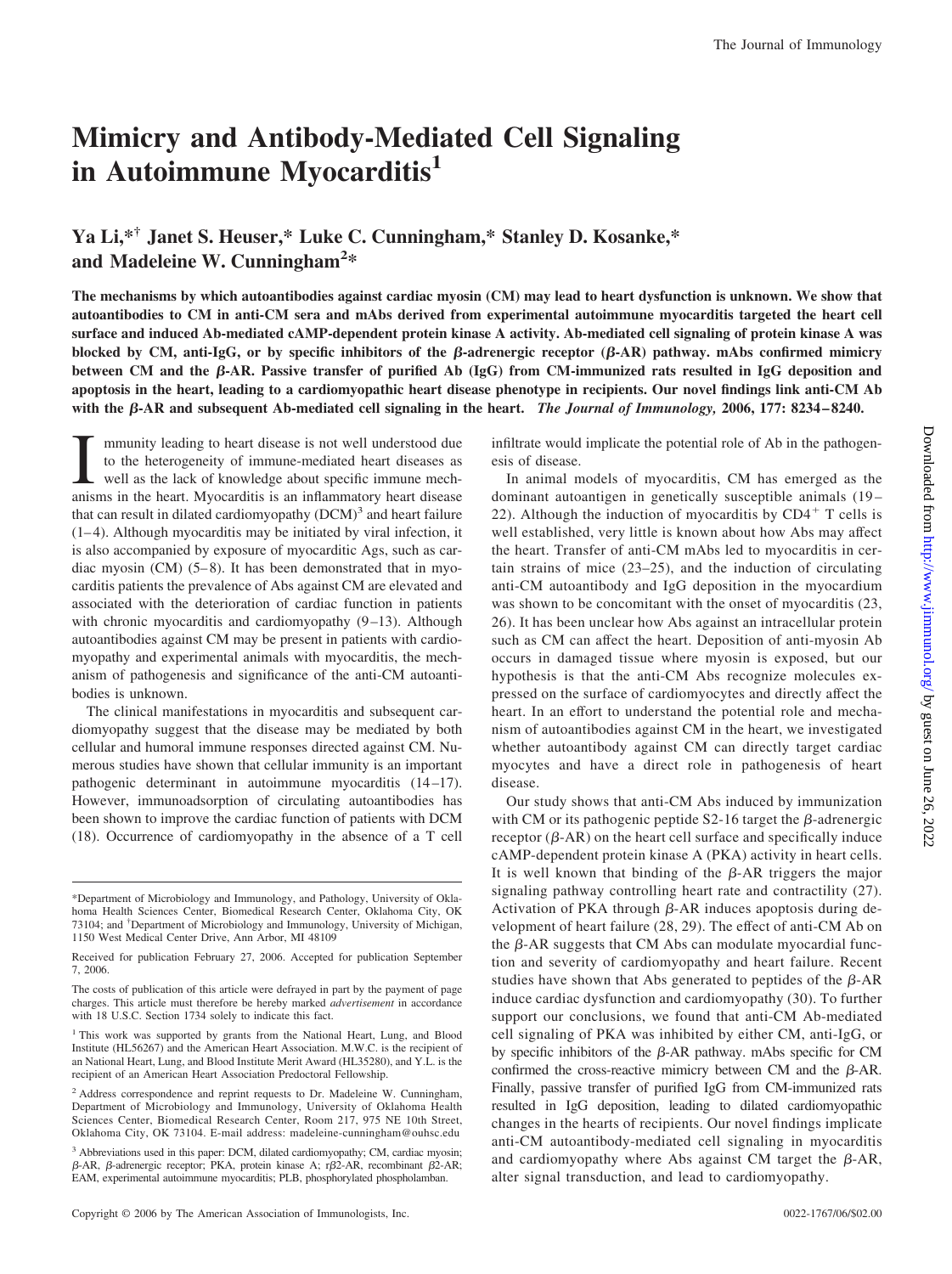# Mimicry and Antibody-Mediated Cell Signaling in Autoimmune Myocarditis[1]

**Ya Li,*† Janet S. Heuser,* Luke C. Cunningham,* Stanley D. Kosanke,* and Madeleine W. Cunningham[2]***

**The mechanisms by which autoantibodies against cardiac myosin (CM) may lead to heart dysfunction is unknown. We show that autoantibodies to CM in anti-CM sera and mAbs derived from experimental autoimmune myocarditis targeted the heart cell surface and induced Ab-mediated cAMP-dependent protein kinase A activity. Ab-mediated cell signaling of protein kinase A was blocked by CM, anti-IgG, or by specific inhibitors of the β-adrenergic receptor (β-AR) pathway. mAbs confirmed mimicry between CM and the β-AR. Passive transfer of purified Ab (IgG) from CM-immunized rats resulted in IgG deposition and apoptosis in the heart, leading to a cardiomyopathic heart disease phenotype in recipients. Our novel findings link anti-CM Ab with the β-AR and subsequent Ab-mediated cell signaling in the heart.** ***The Journal of Immunology,*** **2006, 177: 8234–8240.**

Immunity leading to heart disease is not well understood due to the heterogeneity of immune-mediated heart diseases as well as the lack of knowledge about specific immune mechanisms in the heart. Myocarditis is an inflammatory heart disease that can result in dilated cardiomyopathy (DCM)[3] and heart failure (1–4). Although myocarditis may be initiated by viral infection, it is also accompanied by exposure of myocardial Ags, such as cardiac myosin (CM) (5–8). It has been demonstrated that in myocarditis patients the prevalence of Abs against CM are elevated and associated with the deterioration of cardiac function in patients with chronic myocarditis and cardiomyopathy (9–13). Although autoantibodies against CM may be present in patients with cardiomyopathy and experimental animals with myocarditis, the mechanism of pathogenesis and significance of the anti-CM autoantibodies is unknown.

The clinical manifestations in myocarditis and subsequent cardiomyopathy suggest that the disease may be mediated by both cellular and humoral immune responses directed against CM. Numerous studies have shown that cellular immunity is an important pathogenic determinant in autoimmune myocarditis (14–17). However, immunoadsorption of circulating autoantibodies has been shown to improve the cardiac function of patients with DCM (18). Occurrence of cardiomyopathy in the absence of a T cell infiltrate would implicate the potential role of Ab in the pathogenesis of disease.

In animal models of myocarditis, CM has emerged as the dominant autoantigen in genetically susceptible animals (19–22). Although the induction of myocarditis by $CD4^+$ T cells is well established, very little is known about how Abs may affect the heart. Transfer of anti-CM mAbs led to myocarditis in certain strains of mice (23–25), and the induction of circulating anti-CM autoantibody and IgG deposition in the myocardium was shown to be concomitant with the onset of myocarditis (23, 26). It has been unclear how Abs against an intracellular protein such as CM can affect the heart. Deposition of anti-myosin Ab occurs in damaged tissue where myosin is exposed, but our hypothesis is that the anti-CM Abs recognize molecules expressed on the surface of cardiomyocytes and directly affect the heart. In an effort to understand the potential role and mechanism of autoantibodies against CM in the heart, we investigated whether autoantibody against CM can directly target cardiac myocytes and have a direct role in pathogenesis of heart disease.

Our study shows that anti-CM Abs induced by immunization with CM or its pathogenic peptide S2-16 target the β-adrenergic receptor (β-AR) on the heart cell surface and specifically induce cAMP-dependent protein kinase A (PKA) activity in heart cells. It is well known that binding of the β-AR triggers the major signaling pathway controlling heart rate and contractility (27). Activation of PKA through β-AR induces apoptosis during development of heart failure (28, 29). The effect of anti-CM Ab on the β-AR suggests that CM Abs can modulate myocardial function and severity of cardiomyopathy and heart failure. Recent studies have shown that Abs generated to peptides of the β-AR induce cardiac dysfunction and cardiomyopathy (30). To further support our conclusions, we found that anti-CM Ab-mediated cell signaling of PKA was inhibited by either CM, anti-IgG, or by specific inhibitors of the β-AR pathway. mAbs specific for CM confirmed the cross-reactive mimicry between CM and the β-AR. Finally, passive transfer of purified IgG from CM-immunized rats resulted in IgG deposition, leading to dilated cardiomyopathic changes in the hearts of recipients. Our novel findings implicate anti-CM autoantibody-mediated cell signaling in myocarditis and cardiomyopathy where Abs against CM target the β-AR, alter signal transduction, and lead to cardiomyopathy.

---

*Department of Microbiology and Immunology, and Pathology, University of Oklahoma Health Sciences Center, Biomedical Research Center, Oklahoma City, OK 73104; and †Department of Microbiology and Immunology, University of Michigan, 1150 West Medical Center Drive, Ann Arbor, MI 48109

Received for publication February 27, 2006. Accepted for publication September 7, 2006.

The costs of publication of this article were defrayed in part by the payment of page charges. This article must therefore be hereby marked *advertisement* in accordance with 18 U.S.C. Section 1734 solely to indicate this fact.

[1] This work was supported by grants from the National Heart, Lung, and Blood Institute (HL56267) and the American Heart Association. M.W.C. is the recipient of an National Heart, Lung, and Blood Institute Merit Award (HL35280), and Y.L. is the recipient of an American Heart Association Predoctoral Fellowship.

[2] Address correspondence and reprint requests to Dr. Madeleine W. Cunningham, Department of Microbiology and Immunology, University of Oklahoma Health Sciences Center, Biomedical Research Center, Room 217, 975 NE 10th Street, Oklahoma City, OK 73104. E-mail address: madeleine-cunningham@ouhsc.edu

[3] Abbreviations used in this paper: DCM, dilated cardiomyopathy; CM, cardiac myosin; β-AR, β-adrenergic receptor; PKA, protein kinase A; rβ2-AR, recombinant β2-AR; EAM, experimental autoimmune myocarditis; PLB, phosphorylated phospholamban.

Copyright © 2006 by The American Association of Immunologists, Inc. 0022-1767/06/$02.00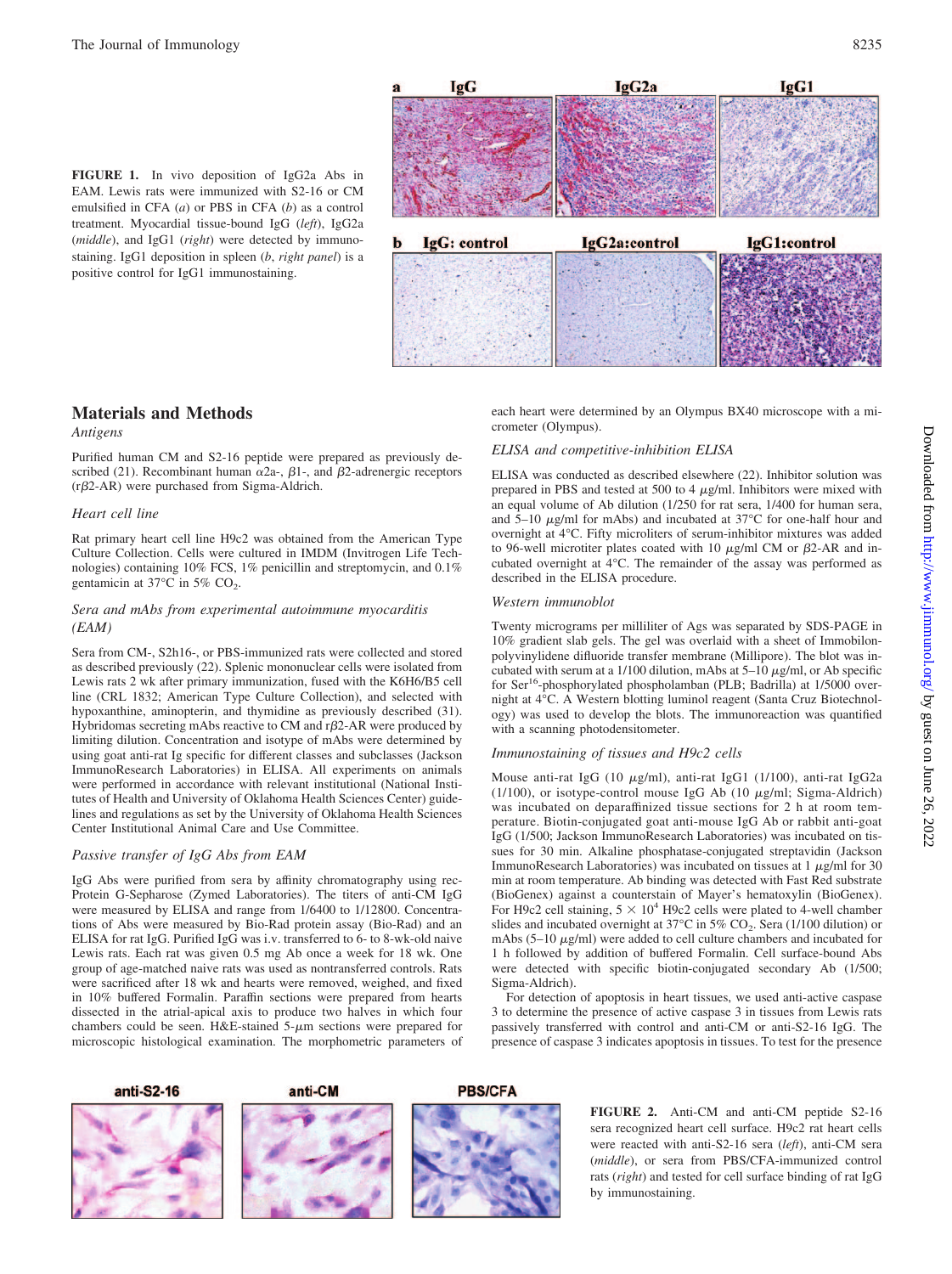**FIGURE 1.** In vivo deposition of IgG2a Abs in EAM. Lewis rats were immunized with S2-16 or CM emulsified in CFA (*a*) or PBS in CFA (*b*) as a control treatment. Myocardial tissue-bound IgG (*left*), IgG2a (*middle*), and IgG1 (*right*) were detected by immunostaining. IgG1 deposition in spleen (*b*, *right panel*) is a positive control for IgG1 immunostaining.

## Materials and Methods

### *Antigens*

Purified human CM and S2-16 peptide were prepared as previously described (21). Recombinant human α2a-, β1-, and β2-adrenergic receptors (rβ2-AR) were purchased from Sigma-Aldrich.

### *Heart cell line*

Rat primary heart cell line H9c2 was obtained from the American Type Culture Collection. Cells were cultured in IMDM (Invitrogen Life Technologies) containing 10% FCS, 1% penicillin and streptomycin, and 0.1% gentamicin at 37°C in 5% $CO_2$.

### *Sera and mAbs from experimental autoimmune myocarditis (EAM)*

Sera from CM-, S2h16-, or PBS-immunized rats were collected and stored as described previously (22). Splenic mononuclear cells were isolated from Lewis rats 2 wk after primary immunization, fused with the K6H6/B5 cell line (CRL 1832; American Type Culture Collection), and selected with hypoxanthine, aminopterin, and thymidine as previously described (31). Hybridomas secreting mAbs reactive to CM and rβ2-AR were produced by limiting dilution. Concentration and isotype of mAbs were determined by using goat anti-rat Ig specific for different classes and subclasses (Jackson ImmunoResearch Laboratories) in ELISA. All experiments on animals were performed in accordance with relevant institutional (National Institutes of Health and University of Oklahoma Health Sciences Center) guidelines and regulations as set by the University of Oklahoma Health Sciences Center Institutional Animal Care and Use Committee.

### *Passive transfer of IgG Abs from EAM*

IgG Abs were purified from sera by affinity chromatography using rec-Protein G-Sepharose (Zymed Laboratories). The titers of anti-CM IgG were measured by ELISA and range from 1/6400 to 1/12800. Concentrations of Abs were measured by Bio-Rad protein assay (Bio-Rad) and an ELISA for rat IgG. Purified IgG was i.v. transferred to 6- to 8-wk-old naive Lewis rats. Each rat was given 0.5 mg Ab once a week for 18 wk. One group of age-matched naive rats was used as nontransferred controls. Rats were sacrificed after 18 wk and hearts were removed, weighed, and fixed in 10% buffered Formalin. Paraffin sections were prepared from hearts dissected in the atrial-apical axis to produce two halves in which four chambers could be seen. H&E-stained 5-μm sections were prepared for microscopic histological examination. The morphometric parameters of each heart were determined by an Olympus BX40 microscope with a micrometer (Olympus).

### *ELISA and competitive-inhibition ELISA*

ELISA was conducted as described elsewhere (22). Inhibitor solution was prepared in PBS and tested at 500 to 4 μg/ml. Inhibitors were mixed with an equal volume of Ab dilution (1/250 for rat sera, 1/400 for human sera, and 5–10 μg/ml for mAbs) and incubated at 37°C for one-half hour and overnight at 4°C. Fifty microliters of serum-inhibitor mixtures was added to 96-well microtiter plates coated with 10 μg/ml CM or β2-AR and incubated overnight at 4°C. The remainder of the assay was performed as described in the ELISA procedure.

### *Western immunoblot*

Twenty micrograms per milliliter of Ags was separated by SDS-PAGE in 10% gradient slab gels. The gel was overlaid with a sheet of Immobilon-polyvinylidene difluoride transfer membrane (Millipore). The blot was incubated with serum at a 1/100 dilution, mAbs at 5–10 μg/ml, or Ab specific for Ser[16]-phosphorylated phospholamban (PLB; Badrilla) at 1/5000 overnight at 4°C. A Western blotting luminol reagent (Santa Cruz Biotechnology) was used to develop the blots. The immunoreaction was quantified with a scanning photodensitometer.

### *Immunostaining of tissues and H9c2 cells*

Mouse anti-rat IgG (10 μg/ml), anti-rat IgG1 (1/100), anti-rat IgG2a (1/100), or isotype-control mouse IgG Ab (10 μg/ml; Sigma-Aldrich) was incubated on deparaffinized tissue sections for 2 h at room temperature. Biotin-conjugated goat anti-mouse IgG Ab or rabbit anti-goat IgG (1/500; Jackson ImmunoResearch Laboratories) was incubated on tissues for 30 min. Alkaline phosphatase-conjugated streptavidin (Jackson ImmunoResearch Laboratories) was incubated on tissues at 1 μg/ml for 30 min at room temperature. Ab binding was detected with Fast Red substrate (BioGenex) against a counterstain of Mayer's hematoxylin (BioGenex). For H9c2 cell staining, $5 \times 10^4$ H9c2 cells were plated to 4-well chamber slides and incubated overnight at 37°C in 5% $CO_2$. Sera (1/100 dilution) or mAbs (5–10 μg/ml) were added to cell culture chambers and incubated for 1 h followed by addition of buffered Formalin. Cell surface-bound Abs were detected with specific biotin-conjugated secondary Ab (1/500; Sigma-Aldrich).

For detection of apoptosis in heart tissues, we used anti-active caspase 3 to determine the presence of active caspase 3 in tissues from Lewis rats passively transferred with control and anti-CM or anti-S2-16 IgG. The presence of caspase 3 indicates apoptosis in tissues. To test for the presence

**FIGURE 2.** Anti-CM and anti-CM peptide S2-16 sera recognized heart cell surface. H9c2 rat heart cells were reacted with anti-S2-16 sera (*left*), anti-CM sera (*middle*), or sera from PBS/CFA-immunized control rats (*right*) and tested for cell surface binding of rat IgG by immunostaining.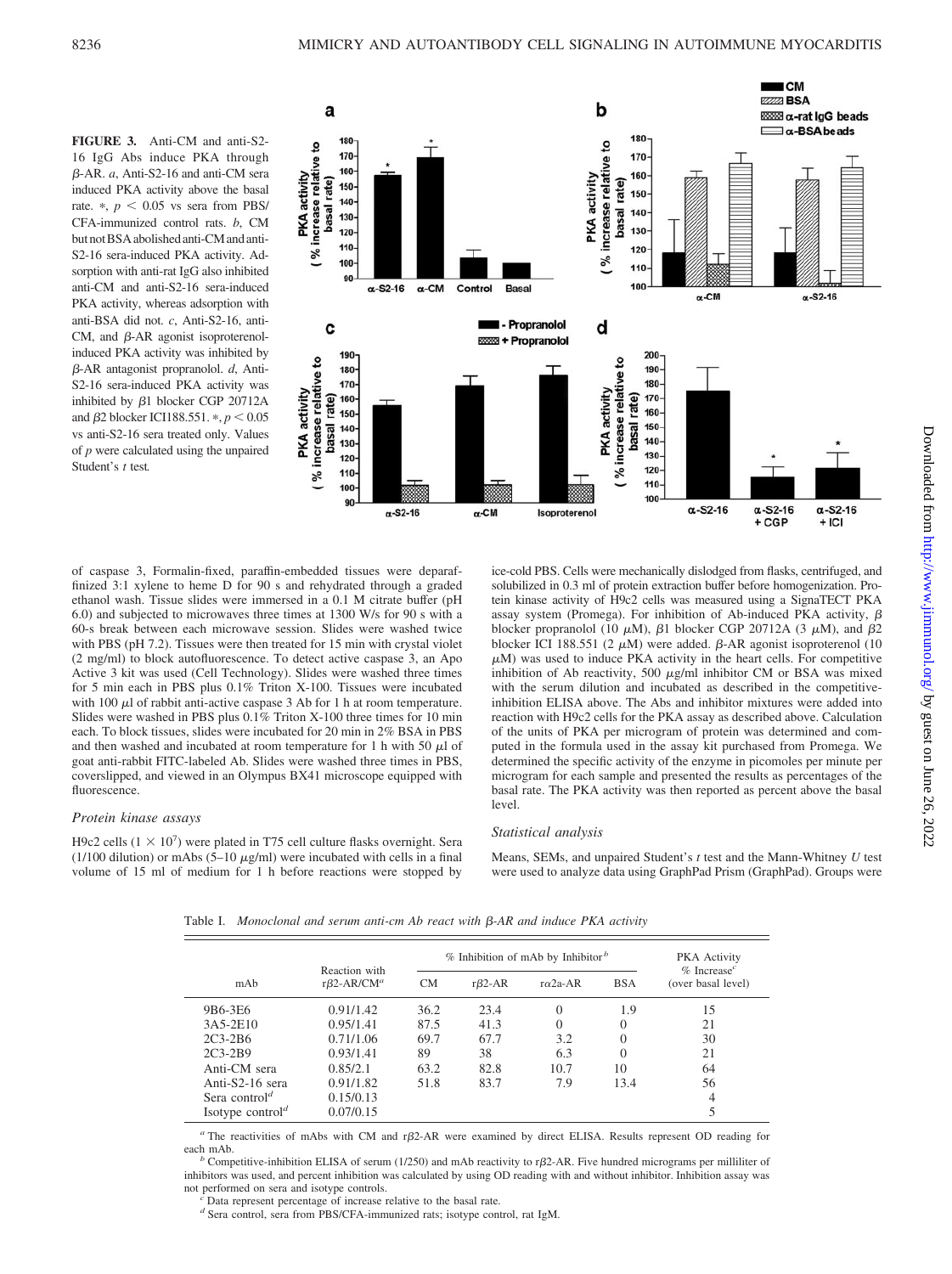**FIGURE 3.** Anti-CM and anti-S2-16 IgG Abs induce PKA through β-AR. *a*, Anti-S2-16 and anti-CM sera induced PKA activity above the basal rate. *, $p < 0.05$ vs sera from PBS/CFA-immunized control rats. *b*, CM but not BSA abolished anti-CM and anti-S2-16 sera-induced PKA activity. Adsorption with anti-rat IgG also inhibited anti-CM and anti-S2-16 sera-induced PKA activity, whereas adsorption with anti-BSA did not. *c*, Anti-S2-16, anti-CM, and β-AR agonist isoproterenol-induced PKA activity was inhibited by β-AR antagonist propranolol. *d*, Anti-S2-16 sera-induced PKA activity was inhibited by β1 blocker CGP 20712A and β2 blocker ICI188.551. *, $p < 0.05$ vs anti-S2-16 sera treated only. Values of *p* were calculated using the unpaired Student's *t* test.

of caspase 3, Formalin-fixed, paraffin-embedded tissues were deparaffinized 3:1 xylene to heme D for 90 s and rehydrated through a graded ethanol wash. Tissue slides were immersed in a 0.1 M citrate buffer (pH 6.0) and subjected to microwaves three times at 1300 W/s for 90 s with a 60-s break between each microwave session. Slides were washed twice with PBS (pH 7.2). Tissues were then treated for 15 min with crystal violet (2 mg/ml) to block autofluorescence. To detect active caspase 3, an Apo Active 3 kit was used (Cell Technology). Slides were washed three times for 5 min each in PBS plus 0.1% Triton X-100. Tissues were incubated with 100 μl of rabbit anti-active caspase 3 Ab for 1 h at room temperature. Slides were washed in PBS plus 0.1% Triton X-100 three times for 10 min each. To block tissues, slides were incubated for 20 min in 2% BSA in PBS and then washed and incubated at room temperature for 1 h with 50 μl of goat anti-rabbit FITC-labeled Ab. Slides were washed three times in PBS, coverslipped, and viewed in an Olympus BX41 microscope equipped with fluorescence.

### Protein kinase assays

H9c2 cells ($1 \times 10^7$) were plated in T75 cell culture flasks overnight. Sera (1/100 dilution) or mAbs (5–10 μg/ml) were incubated with cells in a final volume of 15 ml of medium for 1 h before reactions were stopped by ice-cold PBS. Cells were mechanically dislodged from flasks, centrifuged, and solubilized in 0.3 ml of protein extraction buffer before homogenization. Protein kinase activity of H9c2 cells was measured using a SignaTECT PKA assay system (Promega). For inhibition of Ab-induced PKA activity, β blocker propranolol (10 μM), β1 blocker CGP 20712A (3 μM), and β2 blocker ICI 188.551 (2 μM) were added. β-AR agonist isoproterenol (10 μM) was used to induce PKA activity in the heart cells. For competitive inhibition of Ab reactivity, 500 μg/ml inhibitor CM or BSA was mixed with the serum dilution and incubated as described in the competitive-inhibition ELISA above. The Abs and inhibitor mixtures were added into reaction with H9c2 cells for the PKA assay as described above. Calculation of the units of PKA per microgram of protein was determined and computed in the formula used in the assay kit purchased from Promega. We determined the specific activity of the enzyme in picomoles per minute per microgram for each sample and presented the results as percentages of the basal rate. The PKA activity was then reported as percent above the basal level.

### Statistical analysis

Means, SEMs, and unpaired Student's *t* test and the Mann-Whitney *U* test were used to analyze data using GraphPad Prism (GraphPad). Groups were

Table I. *Monoclonal and serum anti-cm Ab react with β-AR and induce PKA activity*

| mAb | Reaction with rβ2-AR/CM[a] | % Inhibition of mAb by Inhibitor[b] | | | | PKA Activity % Increase[c] (over basal level) |
|---|---|---|---|---|---|---|
| | | CM | rβ2-AR | rα2a-AR | BSA | |
| 9B6-3E6 | 0.91/1.42 | 36.2 | 23.4 | 0 | 1.9 | 15 |
| 3A5-2E10 | 0.95/1.41 | 87.5 | 41.3 | 0 | 0 | 21 |
| 2C3-2B6 | 0.71/1.06 | 69.7 | 67.7 | 3.2 | 0 | 30 |
| 2C3-2B9 | 0.93/1.41 | 89 | 38 | 6.3 | 0 | 21 |
| Anti-CM sera | 0.85/2.1 | 63.2 | 82.8 | 10.7 | 10 | 64 |
| Anti-S2-16 sera | 0.91/1.82 | 51.8 | 83.7 | 7.9 | 13.4 | 56 |
| Sera control[d] | 0.15/0.13 | | | | | 4 |
| Isotype control[d] | 0.07/0.15 | | | | | 5 |

[a] The reactivities of mAbs with CM and rβ2-AR were examined by direct ELISA. Results represent OD reading for each mAb.

[b] Competitive-inhibition ELISA of serum (1/250) and mAb reactivity to rβ2-AR. Five hundred micrograms per milliliter of inhibitors was used, and percent inhibition was calculated by using OD reading with and without inhibitor. Inhibition assay was not performed on sera and isotype controls.

[c] Data represent percentage of increase relative to the basal rate.

[d] Sera control, sera from PBS/CFA-immunized rats; isotype control, rat IgM.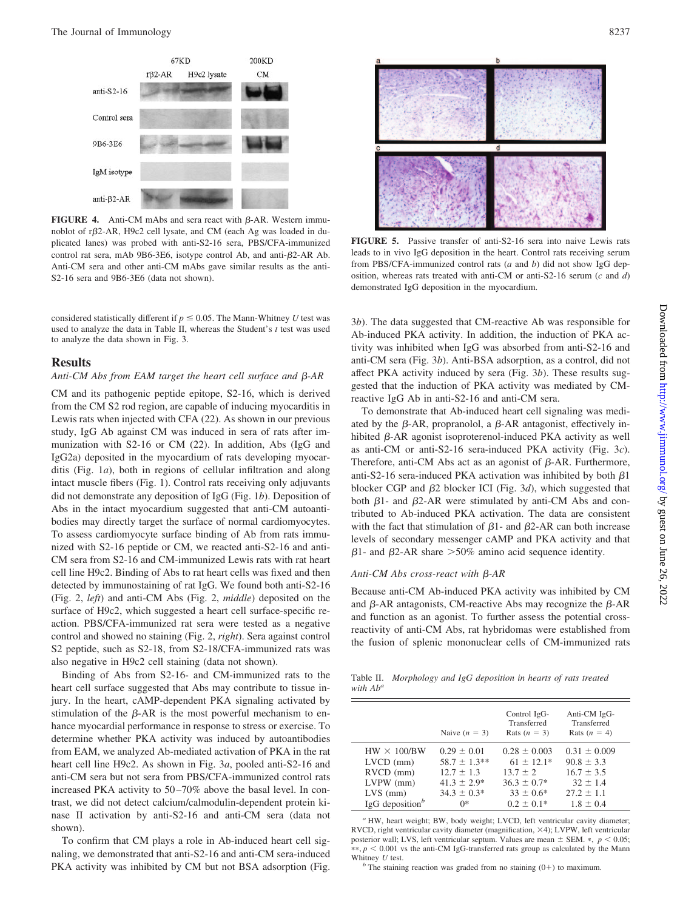**FIGURE 4.** Anti-CM mAbs and sera react with β-AR. Western immunoblot of rβ2-AR, H9c2 cell lysate, and CM (each Ag was loaded in duplicated lanes) was probed with anti-S2-16 sera, PBS/CFA-immunized control rat sera, mAb 9B6-3E6, isotype control Ab, and anti-β2-AR Ab. Anti-CM sera and other anti-CM mAbs gave similar results as the anti-S2-16 sera and 9B6-3E6 (data not shown).

considered statistically different if $p \leq 0.05$. The Mann-Whitney $U$ test was used to analyze the data in Table II, whereas the Student's $t$ test was used to analyze the data shown in Fig. 3.

## Results

### Anti-CM Abs from EAM target the heart cell surface and β-AR

CM and its pathogenic peptide epitope, S2-16, which is derived from the CM S2 rod region, are capable of inducing myocarditis in Lewis rats when injected with CFA (22). As shown in our previous study, IgG Ab against CM was induced in sera of rats after immunization with S2-16 or CM (22). In addition, Abs (IgG and IgG2a) deposited in the myocardium of rats developing myocarditis (Fig. 1*a*), both in regions of cellular infiltration and along intact muscle fibers (Fig. 1). Control rats receiving only adjuvants did not demonstrate any deposition of IgG (Fig. 1*b*). Deposition of Abs in the intact myocardium suggested that anti-CM autoantibodies may directly target the surface of normal cardiomyocytes. To assess cardiomyocyte surface binding of Ab from rats immunized with S2-16 peptide or CM, we reacted anti-S2-16 and anti-CM sera from S2-16 and CM-immunized Lewis rats with rat heart cell line H9c2. Binding of Abs to rat heart cells was fixed and then detected by immunostaining of rat IgG. We found both anti-S2-16 (Fig. 2, *left*) and anti-CM Abs (Fig. 2, *middle*) deposited on the surface of H9c2, which suggested a heart cell surface-specific reaction. PBS/CFA-immunized rat sera were tested as a negative control and showed no staining (Fig. 2, *right*). Sera against control S2 peptide, such as S2-18, from S2-18/CFA-immunized rats was also negative in H9c2 cell staining (data not shown).

Binding of Abs from S2-16- and CM-immunized rats to the heart cell surface suggested that Abs may contribute to tissue injury. In the heart, cAMP-dependent PKA signaling activated by stimulation of the β-AR is the most powerful mechanism to enhance myocardial performance in response to stress or exercise. To determine whether PKA activity was induced by autoantibodies from EAM, we analyzed Ab-mediated activation of PKA in the rat heart cell line H9c2. As shown in Fig. 3*a*, pooled anti-S2-16 and anti-CM sera but not sera from PBS/CFA-immunized control rats increased PKA activity to 50–70% above the basal level. In contrast, we did not detect calcium/calmodulin-dependent protein kinase II activation by anti-S2-16 and anti-CM sera (data not shown).

To confirm that CM plays a role in Ab-induced heart cell signaling, we demonstrated that anti-S2-16 and anti-CM sera-induced PKA activity was inhibited by CM but not BSA adsorption (Fig. 3*b*). The data suggested that CM-reactive Ab was responsible for Ab-induced PKA activity. In addition, the induction of PKA activity was inhibited when IgG was absorbed from anti-S2-16 and anti-CM sera (Fig. 3*b*). Anti-BSA adsorption, as a control, did not affect PKA activity induced by sera (Fig. 3*b*). These results suggested that the induction of PKA activity was mediated by CM-reactive IgG Ab in anti-S2-16 and anti-CM sera.

To demonstrate that Ab-induced heart cell signaling was mediated by the β-AR, propranolol, a β-AR antagonist, effectively inhibited β-AR agonist isoproterenol-induced PKA activity as well as anti-CM or anti-S2-16 sera-induced PKA activity (Fig. 3*c*). Therefore, anti-CM Abs act as an agonist of β-AR. Furthermore, anti-S2-16 sera-induced PKA activation was inhibited by both β1 blocker CGP and β2 blocker ICI (Fig. 3*d*), which suggested that both β1- and β2-AR were stimulated by anti-CM Abs and contributed to Ab-induced PKA activation. The data are consistent with the fact that stimulation of β1- and β2-AR can both increase levels of secondary messenger cAMP and PKA activity and that β1- and β2-AR share >50% amino acid sequence identity.

### Anti-CM Abs cross-react with β-AR

Because anti-CM Ab-induced PKA activity was inhibited by CM and β-AR antagonists, CM-reactive Abs may recognize the β-AR and function as an agonist. To further assess the potential cross-reactivity of anti-CM Abs, rat hybridomas were established from the fusion of splenic mononuclear cells of CM-immunized rats

**FIGURE 5.** Passive transfer of anti-S2-16 sera into naive Lewis rats leads to in vivo IgG deposition in the heart. Control rats receiving serum from PBS/CFA-immunized control rats (*a* and *b*) did not show IgG deposition, whereas rats treated with anti-CM or anti-S2-16 serum (*c* and *d*) demonstrated IgG deposition in the myocardium.

Table II. *Morphology and IgG deposition in hearts of rats treated with Ab*[a]

| | Naive ($n$ = 3) | Control IgG-Transferred Rats ($n$ = 3) | Anti-CM IgG-Transferred Rats ($n$ = 4) |
|---|---|---|---|
| HW × 100/BW | 0.29 ± 0.01 | 0.28 ± 0.003 | 0.31 ± 0.009 |
| LVCD (mm) | 58.7 ± 1.3** | 61 ± 12.1* | 90.8 ± 3.3 |
| RVCD (mm) | 12.7 ± 1.3 | 13.7 ± 2 | 16.7 ± 3.5 |
| LVPW (mm) | 41.3 ± 2.9* | 36.3 ± 0.7* | 32 ± 1.4 |
| LVS (mm) | 34.3 ± 0.3* | 33 ± 0.6* | 27.2 ± 1.1 |
| IgG deposition[b] | 0* | 0.2 ± 0.1* | 1.8 ± 0.4 |

[a] HW, heart weight; BW, body weight; LVCD, left ventricular cavity diameter; RVCD, right ventricular cavity diameter (magnification, ×4); LVPW, left ventricular posterior wall; LVS, left ventricular septum. Values are mean ± SEM. *, $p < 0.05$; **, $p < 0.001$ vs the anti-CM IgG-transferred rats group as calculated by the Mann Whitney $U$ test.

[b] The staining reaction was graded from no staining (0+) to maximum.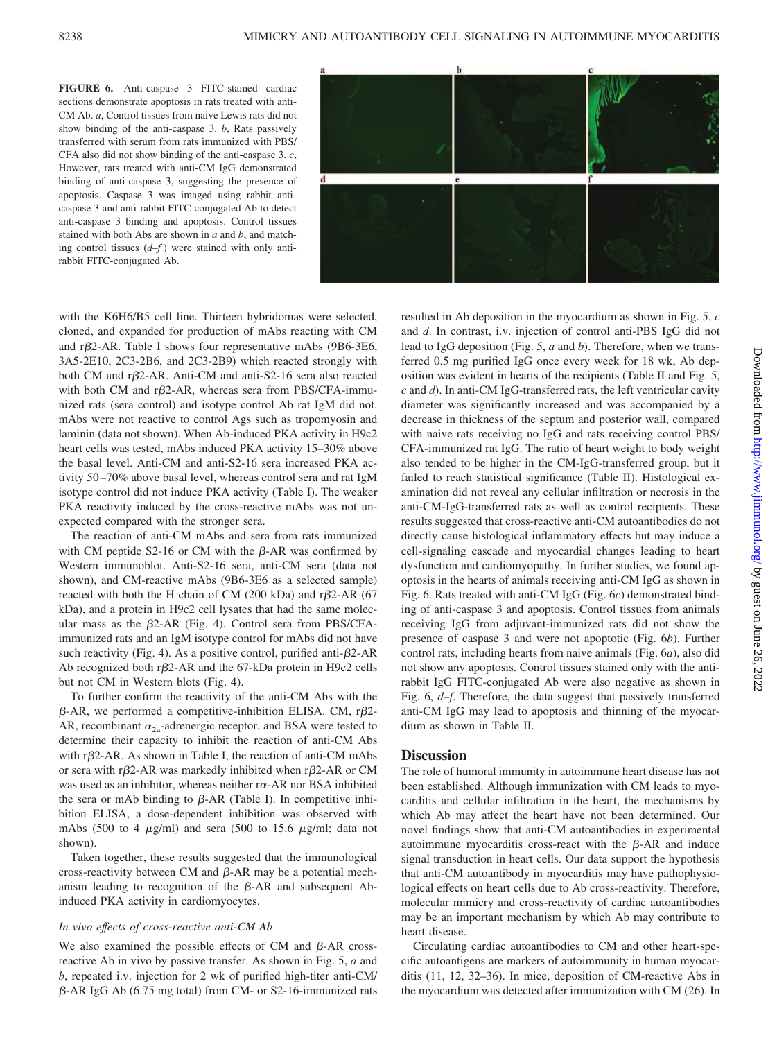**FIGURE 6.** Anti-caspase 3 FITC-stained cardiac sections demonstrate apoptosis in rats treated with anti-CM Ab. *a*, Control tissues from naive Lewis rats did not show binding of the anti-caspase 3. *b*, Rats passively transferred with serum from rats immunized with PBS/CFA also did not show binding of the anti-caspase 3. *c*, However, rats treated with anti-CM IgG demonstrated binding of anti-caspase 3, suggesting the presence of apoptosis. Caspase 3 was imaged using rabbit anti-caspase 3 and anti-rabbit FITC-conjugated Ab to detect anti-caspase 3 binding and apoptosis. Control tissues stained with both Abs are shown in *a* and *b*, and matching control tissues (*d–f*) were stained with only anti-rabbit FITC-conjugated Ab.

with the K6H6/B5 cell line. Thirteen hybridomas were selected, cloned, and expanded for production of mAbs reacting with CM and r$\beta$2-AR. Table I shows four representative mAbs (9B6-3E6, 3A5-2E10, 2C3-2B6, and 2C3-2B9) which reacted strongly with both CM and r$\beta$2-AR. Anti-CM and anti-S2-16 sera also reacted with both CM and r$\beta$2-AR, whereas sera from PBS/CFA-immunized rats (sera control) and isotype control Ab rat IgM did not. mAbs were not reactive to control Ags such as tropomyosin and laminin (data not shown). When Ab-induced PKA activity in H9c2 heart cells was tested, mAbs induced PKA activity 15–30% above the basal level. Anti-CM and anti-S2-16 sera increased PKA activity 50–70% above basal level, whereas control sera and rat IgM isotype control did not induce PKA activity (Table I). The weaker PKA reactivity induced by the cross-reactive mAbs was not unexpected compared with the stronger sera.

The reaction of anti-CM mAbs and sera from rats immunized with CM peptide S2-16 or CM with the $\beta$-AR was confirmed by Western immunoblot. Anti-S2-16 sera, anti-CM sera (data not shown), and CM-reactive mAbs (9B6-3E6 as a selected sample) reacted with both the H chain of CM (200 kDa) and r$\beta$2-AR (67 kDa), and a protein in H9c2 cell lysates that had the same molecular mass as the $\beta$2-AR (Fig. 4). Control sera from PBS/CFA-immunized rats and an IgM isotype control for mAbs did not have such reactivity (Fig. 4). As a positive control, purified anti-$\beta$2-AR Ab recognized both r$\beta$2-AR and the 67-kDa protein in H9c2 cells but not CM in Western blots (Fig. 4).

To further confirm the reactivity of the anti-CM Abs with the $\beta$-AR, we performed a competitive-inhibition ELISA. CM, r$\beta$2-AR, recombinant $\alpha_{2a}$-adrenergic receptor, and BSA were tested to determine their capacity to inhibit the reaction of anti-CM Abs with r$\beta$2-AR. As shown in Table I, the reaction of anti-CM mAbs or sera with r$\beta$2-AR was markedly inhibited when r$\beta$2-AR or CM was used as an inhibitor, whereas neither r$\alpha$-AR nor BSA inhibited the sera or mAb binding to $\beta$-AR (Table I). In competitive inhibition ELISA, a dose-dependent inhibition was observed with mAbs (500 to 4 $\mu$g/ml) and sera (500 to 15.6 $\mu$g/ml; data not shown).

Taken together, these results suggested that the immunological cross-reactivity between CM and $\beta$-AR may be a potential mechanism leading to recognition of the $\beta$-AR and subsequent Ab-induced PKA activity in cardiomyocytes.

### *In vivo effects of cross-reactive anti-CM Ab*

We also examined the possible effects of CM and $\beta$-AR cross-reactive Ab in vivo by passive transfer. As shown in Fig. 5, *a* and *b*, repeated i.v. injection for 2 wk of purified high-titer anti-CM/$\beta$-AR IgG Ab (6.75 mg total) from CM- or S2-16-immunized rats resulted in Ab deposition in the myocardium as shown in Fig. 5, *c* and *d*. In contrast, i.v. injection of control anti-PBS IgG did not lead to IgG deposition (Fig. 5, *a* and *b*). Therefore, when we transferred 0.5 mg purified IgG once every week for 18 wk, Ab deposition was evident in hearts of the recipients (Table II and Fig. 5, *c* and *d*). In anti-CM IgG-transferred rats, the left ventricular cavity diameter was significantly increased and was accompanied by a decrease in thickness of the septum and posterior wall, compared with naive rats receiving no IgG and rats receiving control PBS/CFA-immunized rat IgG. The ratio of heart weight to body weight also tended to be higher in the CM-IgG-transferred group, but it failed to reach statistical significance (Table II). Histological examination did not reveal any cellular infiltration or necrosis in the anti-CM-IgG-transferred rats as well as control recipients. These results suggested that cross-reactive anti-CM autoantibodies do not directly cause histological inflammatory effects but may induce a cell-signaling cascade and myocardial changes leading to heart dysfunction and cardiomyopathy. In further studies, we found apoptosis in the hearts of animals receiving anti-CM IgG as shown in Fig. 6. Rats treated with anti-CM IgG (Fig. 6*c*) demonstrated binding of anti-caspase 3 and apoptosis. Control tissues from animals receiving IgG from adjuvant-immunized rats did not show the presence of caspase 3 and were not apoptotic (Fig. 6*b*). Further control rats, including hearts from naive animals (Fig. 6*a*), also did not show any apoptosis. Control tissues stained only with the anti-rabbit IgG FITC-conjugated Ab were also negative as shown in Fig. 6, *d–f*. Therefore, the data suggest that passively transferred anti-CM IgG may lead to apoptosis and thinning of the myocardium as shown in Table II.

## Discussion

The role of humoral immunity in autoimmune heart disease has not been established. Although immunization with CM leads to myocarditis and cellular infiltration in the heart, the mechanisms by which Ab may affect the heart have not been determined. Our novel findings show that anti-CM autoantibodies in experimental autoimmune myocarditis cross-react with the $\beta$-AR and induce signal transduction in heart cells. Our data support the hypothesis that anti-CM autoantibody in myocarditis may have pathophysiological effects on heart cells due to Ab cross-reactivity. Therefore, molecular mimicry and cross-reactivity of cardiac autoantibodies may be an important mechanism by which Ab may contribute to heart disease.

Circulating cardiac autoantibodies to CM and other heart-specific autoantigens are markers of autoimmunity in human myocarditis (11, 12, 32–36). In mice, deposition of CM-reactive Abs in the myocardium was detected after immunization with CM (26). In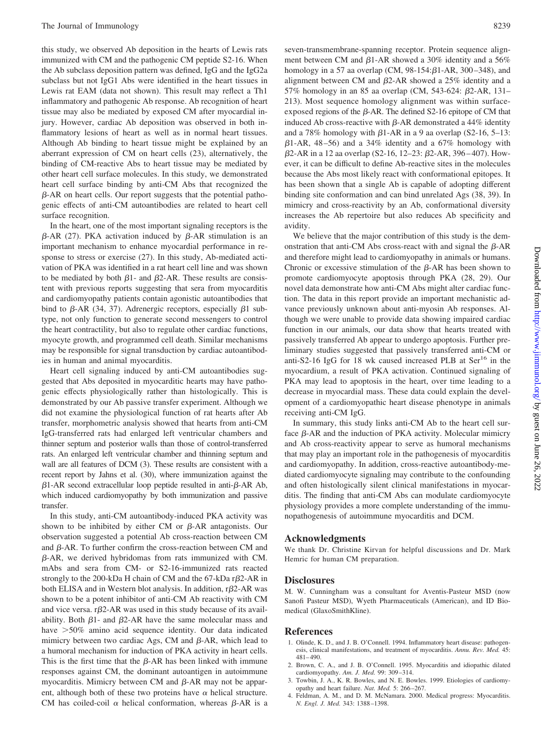this study, we observed Ab deposition in the hearts of Lewis rats immunized with CM and the pathogenic CM peptide S2-16. When the Ab subclass deposition pattern was defined, IgG and the IgG2a subclass but not IgG1 Abs were identified in the heart tissues in Lewis rat EAM (data not shown). This result may reflect a Th1 inflammatory and pathogenic Ab response. Ab recognition of heart tissue may also be mediated by exposed CM after myocardial injury. However, cardiac Ab deposition was observed in both inflammatory lesions of heart as well as in normal heart tissues. Although Ab binding to heart tissue might be explained by an aberrant expression of CM on heart cells (23), alternatively, the binding of CM-reactive Abs to heart tissue may be mediated by other heart cell surface molecules. In this study, we demonstrated heart cell surface binding by anti-CM Abs that recognized the β-AR on heart cells. Our report suggests that the potential pathogenic effects of anti-CM autoantibodies are related to heart cell surface recognition.

In the heart, one of the most important signaling receptors is the β-AR (27). PKA activation induced by β-AR stimulation is an important mechanism to enhance myocardial performance in response to stress or exercise (27). In this study, Ab-mediated activation of PKA was identified in a rat heart cell line and was shown to be mediated by both β1- and β2-AR. These results are consistent with previous reports suggesting that sera from myocarditis and cardiomyopathy patients contain agonistic autoantibodies that bind to β-AR (34, 37). Adrenergic receptors, especially β1 subtype, not only function to generate second messengers to control the heart contractility, but also to regulate other cardiac functions, myocyte growth, and programmed cell death. Similar mechanisms may be responsible for signal transduction by cardiac autoantibodies in human and animal myocarditis.

Heart cell signaling induced by anti-CM autoantibodies suggested that Abs deposited in myocarditic hearts may have pathogenic effects physiologically rather than histologically. This is demonstrated by our Ab passive transfer experiment. Although we did not examine the physiological function of rat hearts after Ab transfer, morphometric analysis showed that hearts from anti-CM IgG-transferred rats had enlarged left ventricular chambers and thinner septum and posterior walls than those of control-transferred rats. An enlarged left ventricular chamber and thinning septum and wall are all features of DCM (3). These results are consistent with a recent report by Jahns et al. (30), where immunization against the β1-AR second extracellular loop peptide resulted in anti-β-AR Ab, which induced cardiomyopathy by both immunization and passive transfer.

In this study, anti-CM autoantibody-induced PKA activity was shown to be inhibited by either CM or β-AR antagonists. Our observation suggested a potential Ab cross-reaction between CM and β-AR. To further confirm the cross-reaction between CM and β-AR, we derived hybridomas from rats immunized with CM. mAbs and sera from CM- or S2-16-immunized rats reacted strongly to the 200-kDa H chain of CM and the 67-kDa rβ2-AR in both ELISA and in Western blot analysis. In addition, rβ2-AR was shown to be a potent inhibitor of anti-CM Ab reactivity with CM and vice versa. rβ2-AR was used in this study because of its availability. Both β1- and β2-AR have the same molecular mass and have >50% amino acid sequence identity. Our data indicated mimicry between two cardiac Ags, CM and β-AR, which lead to a humoral mechanism for induction of PKA activity in heart cells. This is the first time that the β-AR has been linked with immune responses against CM, the dominant autoantigen in autoimmune myocarditis. Mimicry between CM and β-AR may not be apparent, although both of these two proteins have α helical structure. CM has coiled-coil α helical conformation, whereas β-AR is a seven-transmembrane-spanning receptor. Protein sequence alignment between CM and β1-AR showed a 30% identity and a 56% homology in a 57 aa overlap (CM, 98-154:β1-AR, 300–348), and alignment between CM and β2-AR showed a 25% identity and a 57% homology in an 85 aa overlap (CM, 543-624: β2-AR, 131–213). Most sequence homology alignment was within surface-exposed regions of the β-AR. The defined S2-16 epitope of CM that induced Ab cross-reactive with β-AR demonstrated a 44% identity and a 78% homology with β1-AR in a 9 aa overlap (S2-16, 5–13: β1-AR, 48–56) and a 34% identity and a 67% homology with β2-AR in a 12 aa overlap (S2-16, 12–23: β2-AR, 396–407). However, it can be difficult to define Ab-reactive sites in the molecules because the Abs most likely react with conformational epitopes. It has been shown that a single Ab is capable of adopting different binding site conformation and can bind unrelated Ags (38, 39). In mimicry and cross-reactivity by an Ab, conformational diversity increases the Ab repertoire but also reduces Ab specificity and avidity.

We believe that the major contribution of this study is the demonstration that anti-CM Abs cross-react with and signal the β-AR and therefore might lead to cardiomyopathy in animals or humans. Chronic or excessive stimulation of the β-AR has been shown to promote cardiomyocyte apoptosis through PKA (28, 29). Our novel data demonstrate how anti-CM Abs might alter cardiac function. The data in this report provide an important mechanistic advance previously unknown about anti-myosin Ab responses. Although we were unable to provide data showing impaired cardiac function in our animals, our data show that hearts treated with passively transferred Ab appear to undergo apoptosis. Further preliminary studies suggested that passively transferred anti-CM or anti-S2-16 IgG for 18 wk caused increased PLB at Ser[16] in the myocardium, a result of PKA activation. Continued signaling of PKA may lead to apoptosis in the heart, over time leading to a decrease in myocardial mass. These data could explain the development of a cardiomyopathic heart disease phenotype in animals receiving anti-CM IgG.

In summary, this study links anti-CM Ab to the heart cell surface β-AR and the induction of PKA activity. Molecular mimicry and Ab cross-reactivity appear to serve as humoral mechanisms that may play an important role in the pathogenesis of myocarditis and cardiomyopathy. In addition, cross-reactive autoantibody-mediated cardiomyocyte signaling may contribute to the confounding and often histologically silent clinical manifestations in myocarditis. The finding that anti-CM Abs can modulate cardiomyocyte physiology provides a more complete understanding of the immunopathogenesis of autoimmune myocarditis and DCM.

## Acknowledgments

We thank Dr. Christine Kirvan for helpful discussions and Dr. Mark Hemric for human CM preparation.

## Disclosures

M. W. Cunningham was a consultant for Aventis-Pasteur MSD (now Sanofi Pasteur MSD), Wyeth Pharmaceuticals (American), and ID Biomedical (GlaxoSmithKline).

## References

1. Olinde, K. D., and J. B. O'Connell. 1994. Inflammatory heart disease: pathogenesis, clinical manifestations, and treatment of myocarditis. *Annu. Rev. Med.* 45: 481–490.
2. Brown, C. A., and J. B. O'Connell. 1995. Myocarditis and idiopathic dilated cardiomyopathy. *Am. J. Med.* 99: 309–314.
3. Towbin, J. A., K. R. Bowles, and N. E. Bowles. 1999. Etiologies of cardiomyopathy and heart failure. *Nat. Med.* 5: 266–267.
4. Feldman, A. M., and D. M. McNamara. 2000. Medical progress: Myocarditis. *N. Engl. J. Med.* 343: 1388–1398.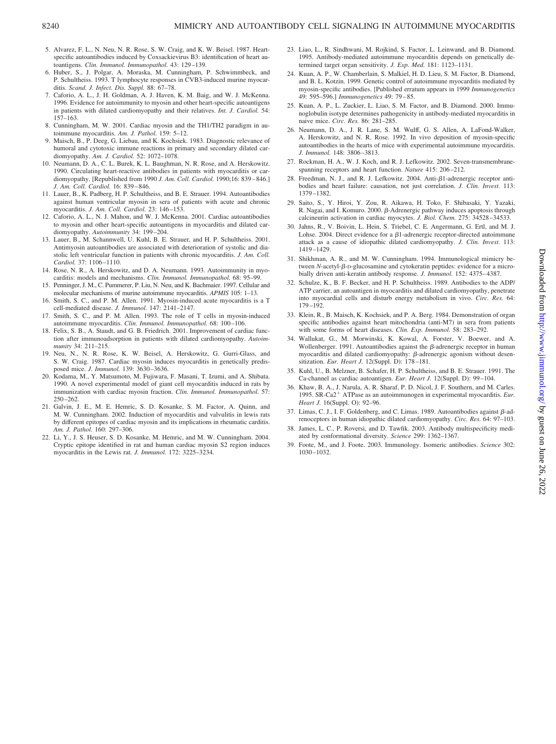5. Alvarez, F. L., N. Neu, N. R. Rose, S. W. Craig, and K. W. Beisel. 1987. Heart-specific autoantibodies induced by Coxsackievirus B3: identification of heart autoantigens. *Clin. Immunol. Immunopathol.* 43: 129–139.
6. Huber, S., J. Polgar, A. Moraska, M. Cunningham, P. Schwimmbeck, and P. Schultheiss. 1993. T lymphocyte responses in CVB3-induced murine myocarditis. *Scand. J. Infect. Dis. Suppl.* 88: 67–78.
7. Caforio, A. L., J. H. Goldman, A. J. Haven, K. M. Baig, and W. J. McKenna. 1996. Evidence for autoimmunity to myosin and other heart-specific autoantigens in patients with dilated cardiomyopathy and their relatives. *Int. J. Cardiol.* 54: 157–163.
8. Cunningham, M. W. 2001. Cardiac myosin and the TH1/TH2 paradigm in autoimmune myocarditis. *Am. J. Pathol.* 159: 5–12.
9. Maisch, B., P. Deeg, G. Liebau, and K. Kochsiek. 1983. Diagnostic relevance of humoral and cytotoxic immune reactions in primary and secondary dilated cardiomyopathy. *Am. J. Cardiol.* 52: 1072–1078.
10. Neumann, D. A., C. L. Burek, K. L. Baughman, N. R. Rose, and A. Herskowitz. 1990. Circulating heart-reactive antibodies in patients with myocarditis or cardiomyopathy. [Republished from 1990 *J. Am. Coll. Cardiol.* 1990;16: 839–846.] *J. Am. Coll. Cardiol.* 16: 839–846.
11. Lauer, B., K. Padberg, H. P. Schultheiss, and B. E. Strauer. 1994. Autoantibodies against human ventricular myosin in sera of patients with acute and chronic myocarditis. *J. Am. Coll. Cardiol.* 23: 146–153.
12. Caforio, A. L., N. J. Mahon, and W. J. McKenna. 2001. Cardiac autoantibodies to myosin and other heart-specific autoantigens in myocarditis and dilated cardiomyopathy. *Autoimmunity* 34: 199–204.
13. Lauer, B., M. Schannwell, U. Kuhl, B. E. Strauer, and H. P. Schultheiss. 2001. Antimyosin autoantibodies are associated with deterioration of systolic and diastolic left ventricular function in patients with chronic myocarditis. *J. Am. Coll. Cardiol.* 37: 1106–1110.
14. Rose, N. R., A. Herskowitz, and D. A. Neumann. 1993. Autoimmunity in myocarditis: models and mechanisms. *Clin. Immunol. Immunopathol.* 68: 95–99.
15. Penninger, J. M., C. Pummerer, P. Liu, N. Neu, and K. Bachmaier. 1997. Cellular and molecular mechanisms of murine autoimmune myocarditis. *APMIS* 105: 1–13.
16. Smith, S. C., and P. M. Allen. 1991. Myosin-induced acute myocarditis is a T cell-mediated disease. *J. Immunol.* 147: 2141–2147.
17. Smith, S. C., and P. M. Allen. 1993. The role of T cells in myosin-induced autoimmune myocarditis. *Clin. Immunol. Immunopathol.* 68: 100–106.
18. Felix, S. B., A. Staudt, and G. B. Friedrich. 2001. Improvement of cardiac function after immunoadsorption in patients with dilated cardiomyopathy. *Autoimmunity* 34: 211–215.
19. Neu, N., N. R. Rose, K. W. Beisel, A. Herskowitz, G. Gurri-Glass, and S. W. Craig. 1987. Cardiac myosin induces myocarditis in genetically predisposed mice. *J. Immunol.* 139: 3630–3636.
20. Kodama, M., Y. Matsumoto, M. Fujiwara, F. Masani, T. Izumi, and A. Shibata. 1990. A novel experimental model of giant cell myocarditis induced in rats by immunization with cardiac myosin fraction. *Clin. Immunol. Immunopathol.* 57: 250–262.
21. Galvin, J. E., M. E. Hemric, S. D. Kosanke, S. M. Factor, A. Quinn, and M. W. Cunningham. 2002. Induction of myocarditis and valvulitis in lewis rats by different epitopes of cardiac myosin and its implications in rheumatic carditis. *Am. J. Pathol.* 160: 297–306.
22. Li, Y., J. S. Heuser, S. D. Kosanke, M. Hemric, and M. W. Cunningham. 2004. Cryptic epitope identified in rat and human cardiac myosin S2 region induces myocarditis in the Lewis rat. *J. Immunol.* 172: 3225–3234.
23. Liao, L., R. Sindhwani, M. Rojkind, S. Factor, L. Leinwand, and B. Diamond. 1995. Antibody-mediated autoimmune myocarditis depends on genetically determined target organ sensitivity. *J. Exp. Med.* 181: 1123–1131.
24. Kuan, A. P., W. Chamberlain, S. Malkiel, H. D. Lieu, S. M. Factor, B. Diamond, and B. L. Kotzin. 1999. Genetic control of autoimmune myocarditis mediated by myosin-specific antibodies. [Published erratum appears in 1999 *Immunogenetics* 49: 595–596.] *Immunogenetics* 49: 79–85.
25. Kuan, A. P., L. Zuckier, L. Liao, S. M. Factor, and B. Diamond. 2000. Immunoglobulin isotype determines pathogenicity in antibody-mediated myocarditis in naive mice. *Circ. Res.* 86: 281–285.
26. Neumann, D. A., J. R. Lane, S. M. Wulff, G. S. Allen, A. LaFond-Walker, A. Herskowitz, and N. R. Rose. 1992. In vivo deposition of myosin-specific autoantibodies in the hearts of mice with experimental autoimmune myocarditis. *J. Immunol.* 148: 3806–3813.
27. Rockman, H. A., W. J. Koch, and R. J. Lefkowitz. 2002. Seven-transmembrane-spanning receptors and heart function. *Nature* 415: 206–212.
28. Freedman, N. J., and R. J. Lefkowitz. 2004. Anti-$\beta$1-adrenergic receptor antibodies and heart failure: causation, not just correlation. *J. Clin. Invest.* 113: 1379–1382.
29. Saito, S., Y. Hiroi, Y. Zou, R. Aikawa, H. Toko, F. Shibasaki, Y. Yazaki, R. Nagai, and I. Komuro. 2000. $\beta$-Adrenergic pathway induces apoptosis through calcineurin activation in cardiac myocytes. *J. Biol. Chem.* 275: 34528–34533.
30. Jahns, R., V. Boivin, L. Hein, S. Triebel, C. E. Angermann, G. Ertl, and M. J. Lohse. 2004. Direct evidence for a $\beta$1-adrenergic receptor-directed autoimmune attack as a cause of idiopathic dilated cardiomyopathy. *J. Clin. Invest.* 113: 1419–1429.
31. Shikhman, A. R., and M. W. Cunningham. 1994. Immunological mimicry between *N*-acetyl-$\beta$-D-glucosamine and cytokeratin peptides: evidence for a microbially driven anti-keratin antibody response. *J. Immunol.* 152: 4375–4387.
32. Schulze, K., B. F. Becker, and H. P. Schultheiss. 1989. Antibodies to the ADP/ATP carrier, an autoantigen in myocarditis and dilated cardiomyopathy, penetrate into myocardial cells and disturb energy metabolism in vivo. *Circ. Res.* 64: 179–192.
33. Klein, R., B. Maisch, K. Kochsiek, and P. A. Berg. 1984. Demonstration of organ specific antibodies against heart mitochondria (anti-M7) in sera from patients with some forms of heart diseases. *Clin. Exp. Immunol.* 58: 283–292.
34. Wallukat, G., M. Morwinski, K. Kowal, A. Forster, V. Boewer, and A. Wollenberger. 1991. Autoantibodies against the $\beta$-adrenergic receptor in human myocarditis and dilated cardiomyopathy: $\beta$-adrenergic agonism without desensitization. *Eur. Heart J.* 12(Suppl. D): 178–181.
35. Kuhl, U., B. Melzner, B. Schafer, H. P. Schultheiss, and B. E. Strauer. 1991. The Ca-channel as cardiac autoantigen. *Eur. Heart J.* 12(Suppl. D): 99–104.
36. Khaw, B. A., J. Narula, A. R. Sharaf, P. D. Nicol, J. F. Southern, and M. Carles. 1995. SR-$Ca2^{+}$ ATPase as an autoimmunogen in experimental myocarditis. *Eur. Heart J.* 16(Suppl. O): 92–96.
37. Limas, C. J., I. F. Goldenberg, and C. Limas. 1989. Autoantibodies against $\beta$-adrenoceptors in human idiopathic dilated cardiomyopathy. *Circ. Res.* 64: 97–103.
38. James, L. C., P. Roversi, and D. Tawfik. 2003. Antibody multispecificity mediated by conformational diversity. *Science* 299: 1362–1367.
39. Foote, M., and J. Foote. 2003. Immunology. Isomeric antibodies. *Science* 302: 1030–1032.